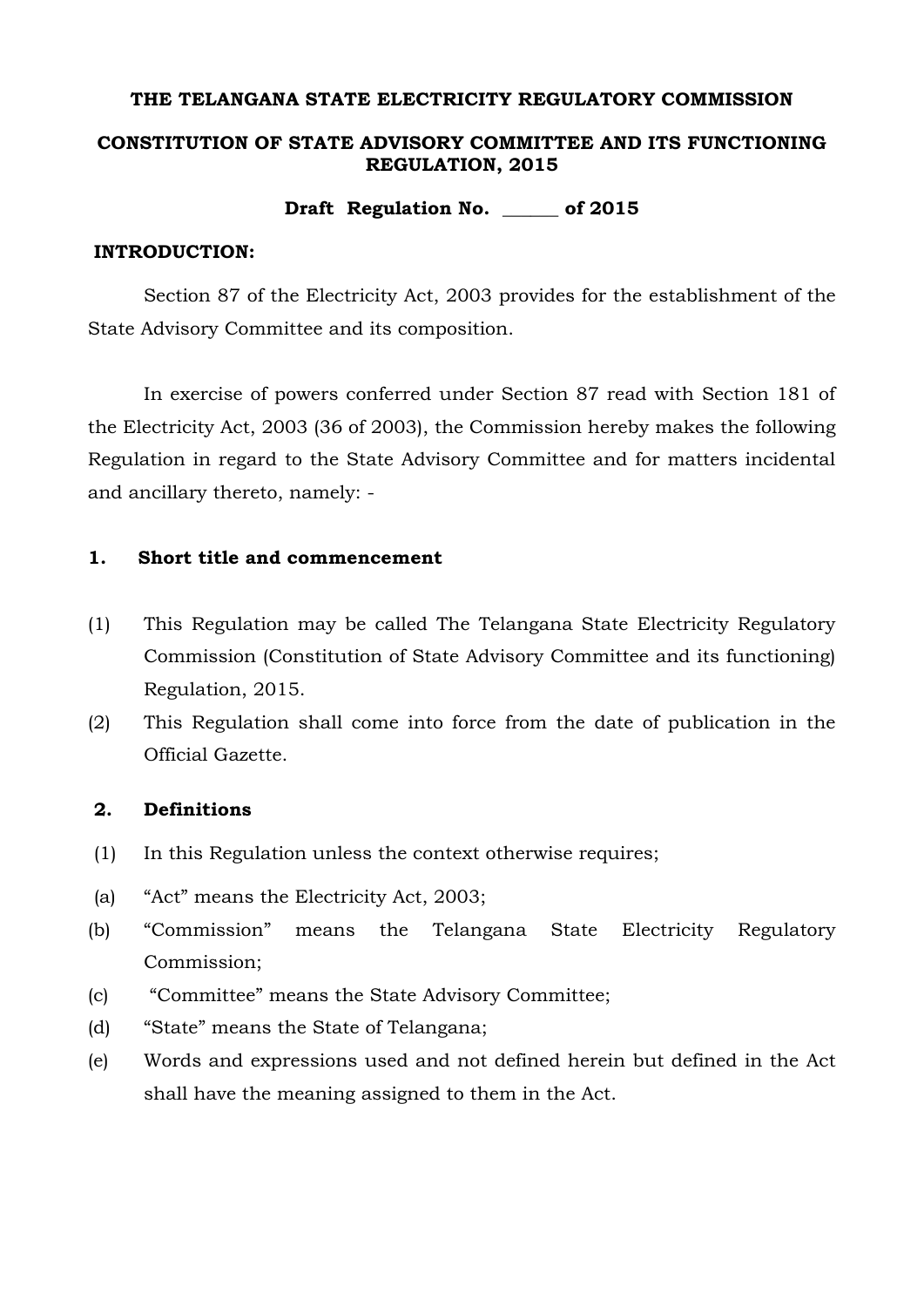# THE TELANGANA STATE ELECTRICITY REGULATORY COMMISSION

## CONSTITUTION OF STATE ADVISORY COMMITTEE AND ITS FUNCTIONING REGULATION, 2015

**Draft Regulation No. ______ of 2015**

**INTRODUCTION:**

Section 87 of the Electricity Act, 2003 provides for the establishment of the State Advisory Committee and its composition.

In exercise of powers conferred under Section 87 read with Section 181 of the Electricity Act, 2003 (36 of 2003), the Commission hereby makes the following Regulation in regard to the State Advisory Committee and for matters incidental and ancillary thereto, namely: -

### 1. Short title and commencement

(1) This Regulation may be called The Telangana State Electricity Regulatory Commission (Constitution of State Advisory Committee and its functioning) Regulation, 2015.

(2) This Regulation shall come into force from the date of publication in the Official Gazette.

### 2. Definitions

(1) In this Regulation unless the context otherwise requires;

(a) "Act" means the Electricity Act, 2003;

(b) "Commission" means the Telangana State Electricity Regulatory Commission;

(c) "Committee" means the State Advisory Committee;

(d) "State" means the State of Telangana;

(e) Words and expressions used and not defined herein but defined in the Act shall have the meaning assigned to them in the Act.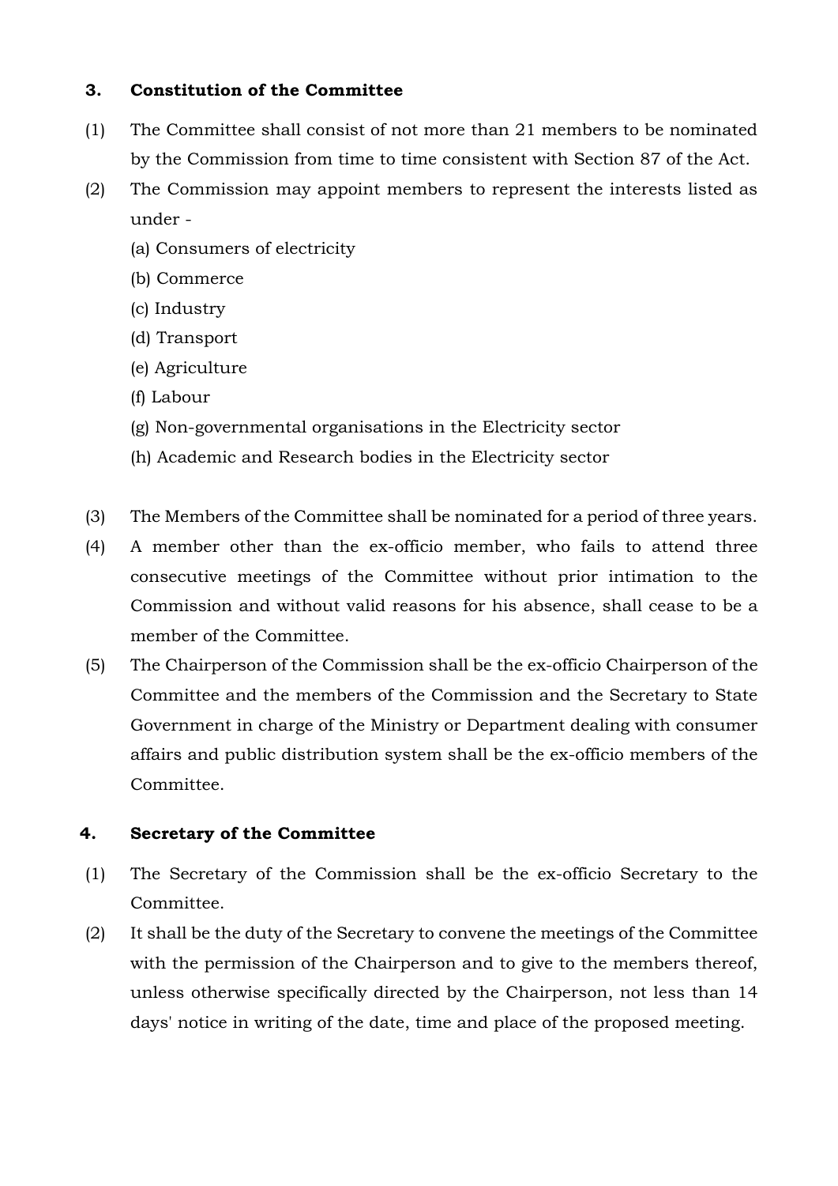## 3. Constitution of the Committee

(1) The Committee shall consist of not more than 21 members to be nominated by the Commission from time to time consistent with Section 87 of the Act.

(2) The Commission may appoint members to represent the interests listed as under -

(a) Consumers of electricity

(b) Commerce

(c) Industry

(d) Transport

(e) Agriculture

(f) Labour

(g) Non-governmental organisations in the Electricity sector

(h) Academic and Research bodies in the Electricity sector

(3) The Members of the Committee shall be nominated for a period of three years.

(4) A member other than the ex-officio member, who fails to attend three consecutive meetings of the Committee without prior intimation to the Commission and without valid reasons for his absence, shall cease to be a member of the Committee.

(5) The Chairperson of the Commission shall be the ex-officio Chairperson of the Committee and the members of the Commission and the Secretary to State Government in charge of the Ministry or Department dealing with consumer affairs and public distribution system shall be the ex-officio members of the Committee.

## 4. Secretary of the Committee

(1) The Secretary of the Commission shall be the ex-officio Secretary to the Committee.

(2) It shall be the duty of the Secretary to convene the meetings of the Committee with the permission of the Chairperson and to give to the members thereof, unless otherwise specifically directed by the Chairperson, not less than 14 days' notice in writing of the date, time and place of the proposed meeting.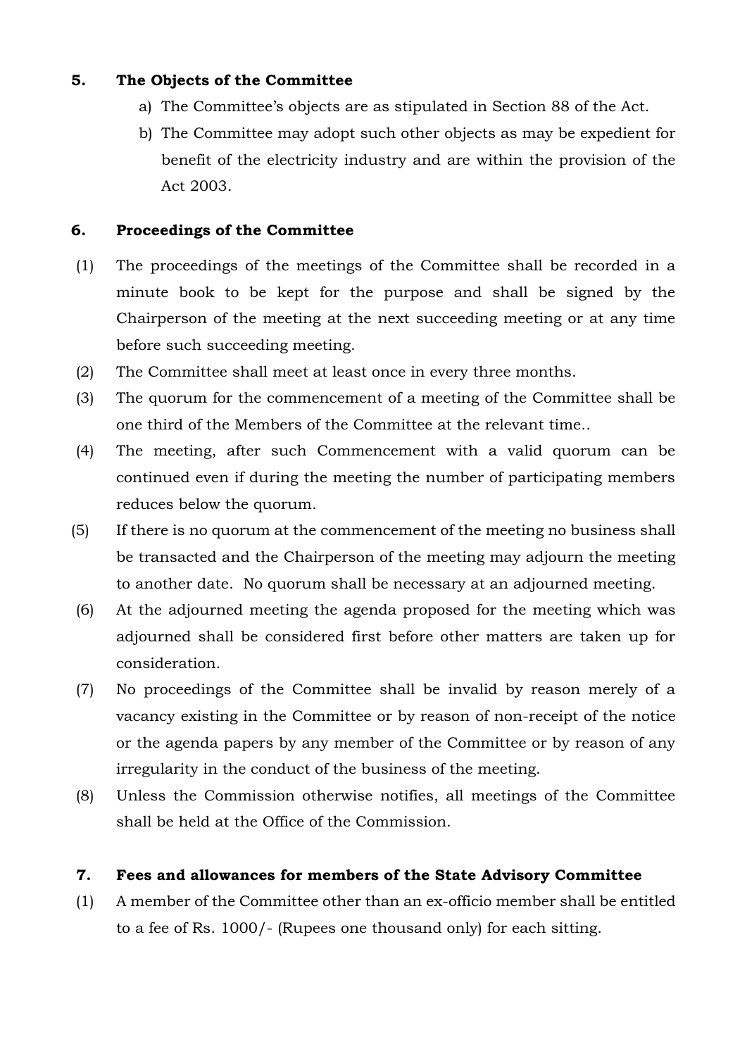**5. The Objects of the Committee**

a) The Committee's objects are as stipulated in Section 88 of the Act.

b) The Committee may adopt such other objects as may be expedient for benefit of the electricity industry and are within the provision of the Act 2003.

**6. Proceedings of the Committee**

(1) The proceedings of the meetings of the Committee shall be recorded in a minute book to be kept for the purpose and shall be signed by the Chairperson of the meeting at the next succeeding meeting or at any time before such succeeding meeting.

(2) The Committee shall meet at least once in every three months.

(3) The quorum for the commencement of a meeting of the Committee shall be one third of the Members of the Committee at the relevant time..

(4) The meeting, after such Commencement with a valid quorum can be continued even if during the meeting the number of participating members reduces below the quorum.

(5) If there is no quorum at the commencement of the meeting no business shall be transacted and the Chairperson of the meeting may adjourn the meeting to another date. No quorum shall be necessary at an adjourned meeting.

(6) At the adjourned meeting the agenda proposed for the meeting which was adjourned shall be considered first before other matters are taken up for consideration.

(7) No proceedings of the Committee shall be invalid by reason merely of a vacancy existing in the Committee or by reason of non-receipt of the notice or the agenda papers by any member of the Committee or by reason of any irregularity in the conduct of the business of the meeting.

(8) Unless the Commission otherwise notifies, all meetings of the Committee shall be held at the Office of the Commission.

**7. Fees and allowances for members of the State Advisory Committee**

(1) A member of the Committee other than an ex-officio member shall be entitled to a fee of Rs. 1000/- (Rupees one thousand only) for each sitting.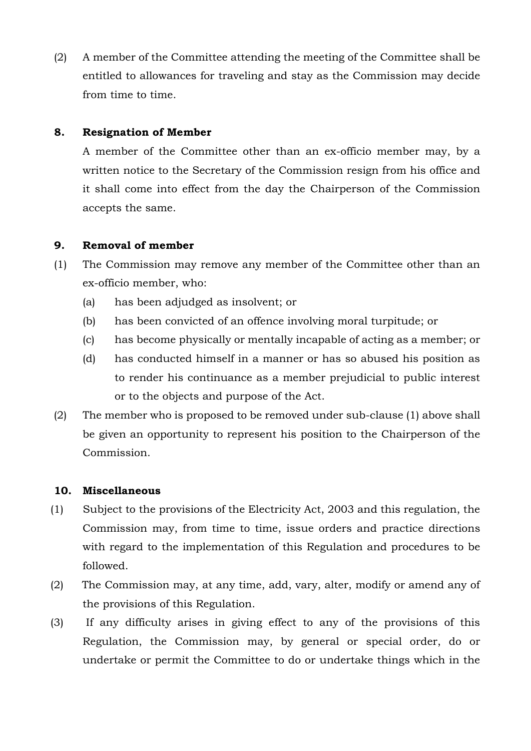(2) A member of the Committee attending the meeting of the Committee shall be entitled to allowances for traveling and stay as the Commission may decide from time to time.

**8. Resignation of Member**

A member of the Committee other than an ex-officio member may, by a written notice to the Secretary of the Commission resign from his office and it shall come into effect from the day the Chairperson of the Commission accepts the same.

**9. Removal of member**

(1) The Commission may remove any member of the Committee other than an ex-officio member, who:

   (a) has been adjudged as insolvent; or

   (b) has been convicted of an offence involving moral turpitude; or

   (c) has become physically or mentally incapable of acting as a member; or

   (d) has conducted himself in a manner or has so abused his position as to render his continuance as a member prejudicial to public interest or to the objects and purpose of the Act.

(2) The member who is proposed to be removed under sub-clause (1) above shall be given an opportunity to represent his position to the Chairperson of the Commission.

**10. Miscellaneous**

(1) Subject to the provisions of the Electricity Act, 2003 and this regulation, the Commission may, from time to time, issue orders and practice directions with regard to the implementation of this Regulation and procedures to be followed.

(2) The Commission may, at any time, add, vary, alter, modify or amend any of the provisions of this Regulation.

(3) If any difficulty arises in giving effect to any of the provisions of this Regulation, the Commission may, by general or special order, do or undertake or permit the Committee to do or undertake things which in the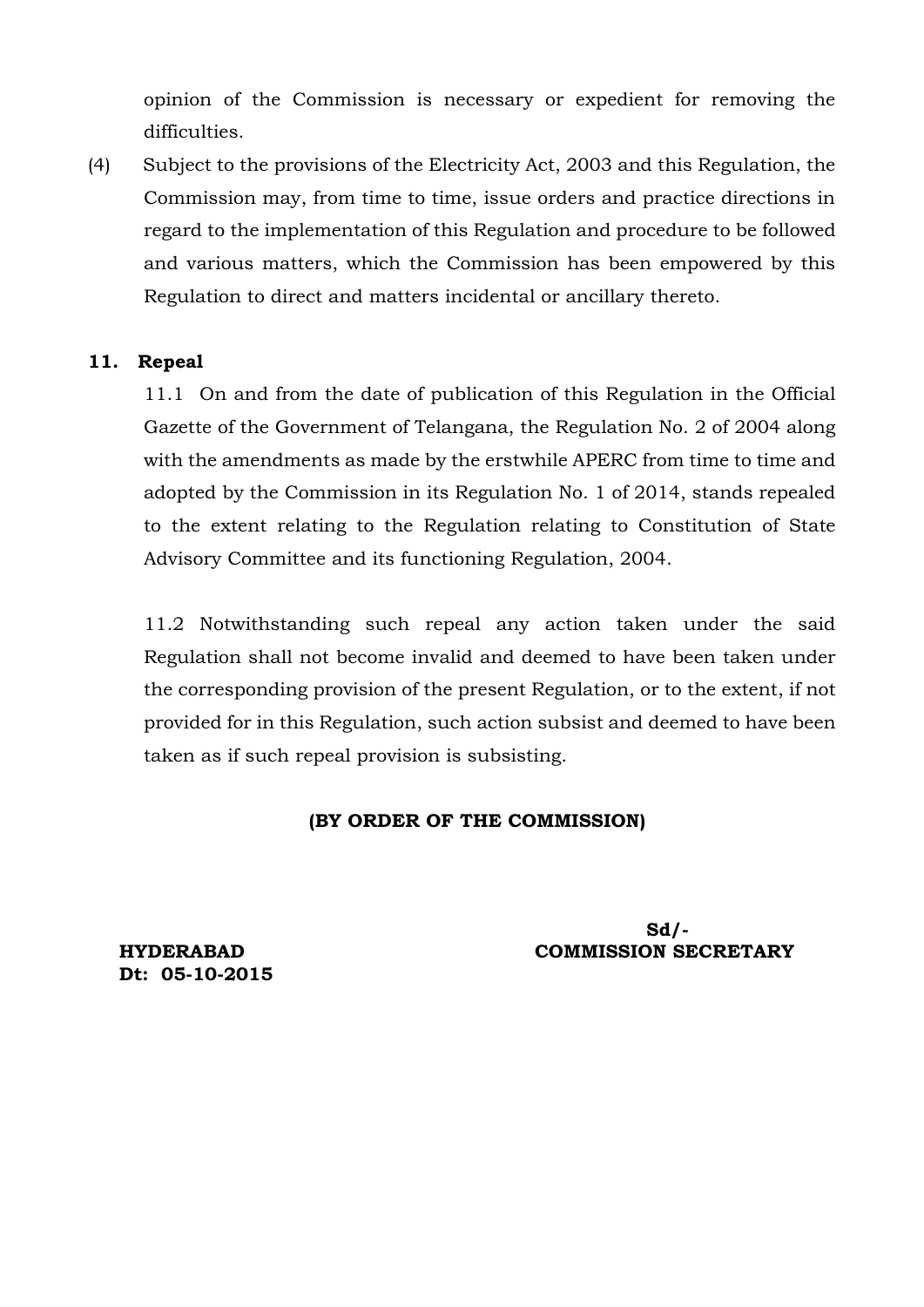opinion of the Commission is necessary or expedient for removing the difficulties.

(4) Subject to the provisions of the Electricity Act, 2003 and this Regulation, the Commission may, from time to time, issue orders and practice directions in regard to the implementation of this Regulation and procedure to be followed and various matters, which the Commission has been empowered by this Regulation to direct and matters incidental or ancillary thereto.

**11. Repeal**

11.1 On and from the date of publication of this Regulation in the Official Gazette of the Government of Telangana, the Regulation No. 2 of 2004 along with the amendments as made by the erstwhile APERC from time to time and adopted by the Commission in its Regulation No. 1 of 2014, stands repealed to the extent relating to the Regulation relating to Constitution of State Advisory Committee and its functioning Regulation, 2004.

11.2 Notwithstanding such repeal any action taken under the said Regulation shall not become invalid and deemed to have been taken under the corresponding provision of the present Regulation, or to the extent, if not provided for in this Regulation, such action subsist and deemed to have been taken as if such repeal provision is subsisting.

**(BY ORDER OF THE COMMISSION)**

**Sd/-**
**COMMISSION SECRETARY**

**HYDERABAD**
**Dt: 05-10-2015**